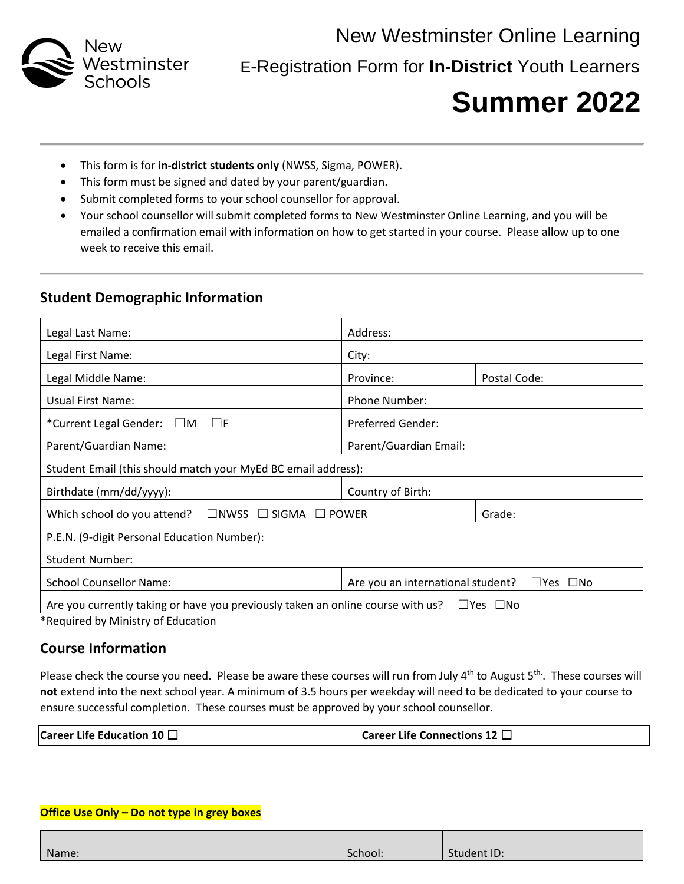New Westminster Schools

# New Westminster Online Learning

## E-Registration Form for **In-District** Youth Learners

# Summer 2022

- This form is for **in-district students only** (NWSS, Sigma, POWER).
- This form must be signed and dated by your parent/guardian.
- Submit completed forms to your school counsellor for approval.
- Your school counsellor will submit completed forms to New Westminster Online Learning, and you will be emailed a confirmation email with information on how to get started in your course. Please allow up to one week to receive this email.

## Student Demographic Information

| | | |
|---|---|---|
| Legal Last Name: | Address: | |
| Legal First Name: | City: | |
| Legal Middle Name: | Province: | Postal Code: |
| Usual First Name: | Phone Number: | |
| *Current Legal Gender: ☐M ☐F | Preferred Gender: | |
| Parent/Guardian Name: | Parent/Guardian Email: | |
| Student Email (this should match your MyEd BC email address): | | |
| Birthdate (mm/dd/yyyy): | Country of Birth: | |
| Which school do you attend? ☐NWSS ☐ SIGMA ☐ POWER | | Grade: |
| P.E.N. (9-digit Personal Education Number): | | |
| Student Number: | | |
| School Counsellor Name: | Are you an international student? ☐Yes ☐No | |
| Are you currently taking or have you previously taken an online course with us? ☐Yes ☐No | | |

*Required by Ministry of Education

## Course Information

Please check the course you need. Please be aware these courses will run from July 4th to August 5th. These courses will **not** extend into the next school year. A minimum of 3.5 hours per weekday will need to be dedicated to your course to ensure successful completion. These courses must be approved by your school counsellor.

| | |
|---|---|
| **Career Life Education 10 ☐** | **Career Life Connections 12 ☐** |

**Office Use Only – Do not type in grey boxes**

| | | |
|---|---|---|
| Name: | School: | Student ID: |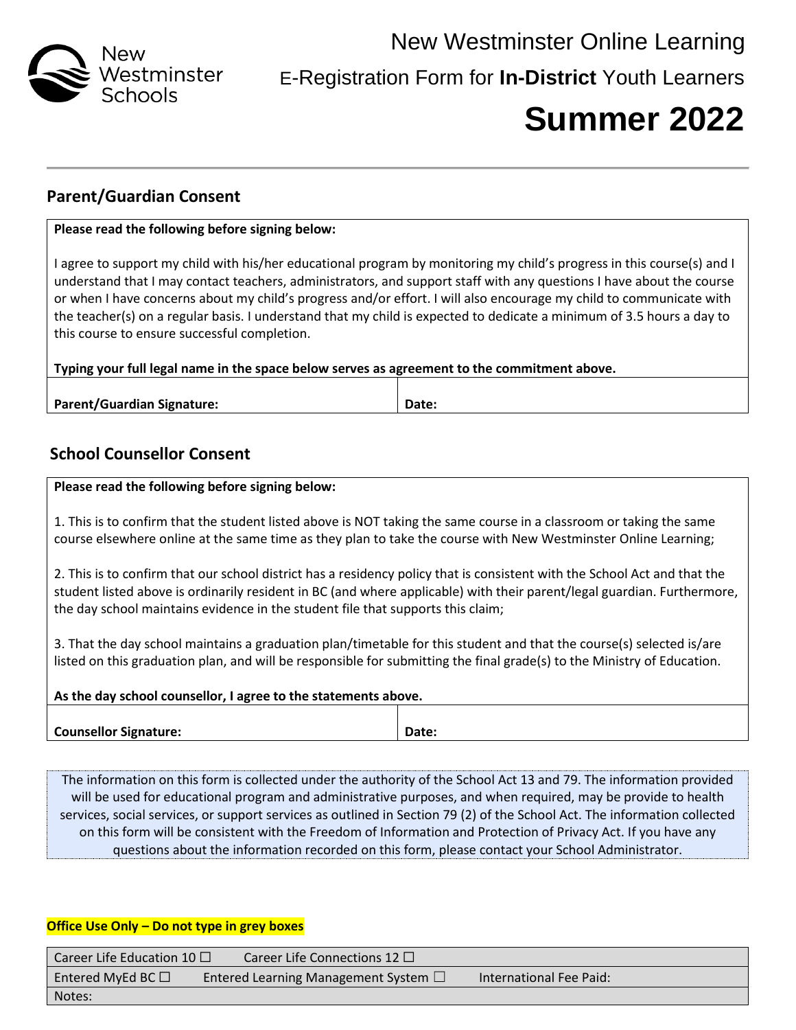New Westminster Schools

New Westminster Online Learning

E-Registration Form for **In-District** Youth Learners

# Summer 2022

## Parent/Guardian Consent

**Please read the following before signing below:**

I agree to support my child with his/her educational program by monitoring my child's progress in this course(s) and I understand that I may contact teachers, administrators, and support staff with any questions I have about the course or when I have concerns about my child's progress and/or effort. I will also encourage my child to communicate with the teacher(s) on a regular basis. I understand that my child is expected to dedicate a minimum of 3.5 hours a day to this course to ensure successful completion.

**Typing your full legal name in the space below serves as agreement to the commitment above.**

| | |
|---|---|
| **Parent/Guardian Signature:** | **Date:** |

## School Counsellor Consent

**Please read the following before signing below:**

1. This is to confirm that the student listed above is NOT taking the same course in a classroom or taking the same course elsewhere online at the same time as they plan to take the course with New Westminster Online Learning;

2. This is to confirm that our school district has a residency policy that is consistent with the School Act and that the student listed above is ordinarily resident in BC (and where applicable) with their parent/legal guardian. Furthermore, the day school maintains evidence in the student file that supports this claim;

3. That the day school maintains a graduation plan/timetable for this student and that the course(s) selected is/are listed on this graduation plan, and will be responsible for submitting the final grade(s) to the Ministry of Education.

**As the day school counsellor, I agree to the statements above.**

| | |
|---|---|
| **Counsellor Signature:** | **Date:** |

The information on this form is collected under the authority of the School Act 13 and 79. The information provided will be used for educational program and administrative purposes, and when required, may be provide to health services, social services, or support services as outlined in Section 79 (2) of the School Act. The information collected on this form will be consistent with the Freedom of Information and Protection of Privacy Act. If you have any questions about the information recorded on this form, please contact your School Administrator.

**Office Use Only – Do not type in grey boxes**

| | | |
|---|---|---|
| Career Life Education 10 ☐ | Career Life Connections 12 ☐ | |
| Entered MyEd BC ☐ | Entered Learning Management System ☐ | International Fee Paid: |
| Notes: | | |